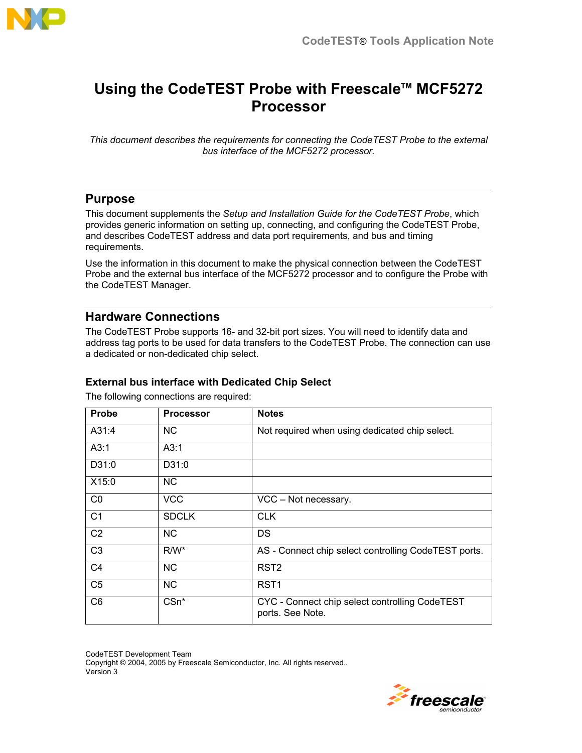# Using the CodeTEST Probe with Freescale™ MCF5272 Processor

*This document describes the requirements for connecting the CodeTEST Probe to the external bus interface of the MCF5272 processor.*

## Purpose

This document supplements the *Setup and Installation Guide for the CodeTEST Probe*, which provides generic information on setting up, connecting, and configuring the CodeTEST Probe, and describes CodeTEST address and data port requirements, and bus and timing requirements.

Use the information in this document to make the physical connection between the CodeTEST Probe and the external bus interface of the MCF5272 processor and to configure the Probe with the CodeTEST Manager.

## Hardware Connections

The CodeTEST Probe supports 16- and 32-bit port sizes. You will need to identify data and address tag ports to be used for data transfers to the CodeTEST Probe. The connection can use a dedicated or non-dedicated chip select.

### External bus interface with Dedicated Chip Select

The following connections are required:

| Probe | Processor | Notes |
|---|---|---|
| A31:4 | NC | Not required when using dedicated chip select. |
| A3:1 | A3:1 | |
| D31:0 | D31:0 | |
| X15:0 | NC | |
| C0 | VCC | VCC – Not necessary. |
| C1 | SDCLK | CLK |
| C2 | NC | DS |
| C3 | R/W* | AS - Connect chip select controlling CodeTEST ports. |
| C4 | NC | RST2 |
| C5 | NC | RST1 |
| C6 | CSn* | CYC - Connect chip select controlling CodeTEST ports. See Note. |

CodeTEST Development Team
Copyright © 2004, 2005 by Freescale Semiconductor, Inc. All rights reserved..
Version 3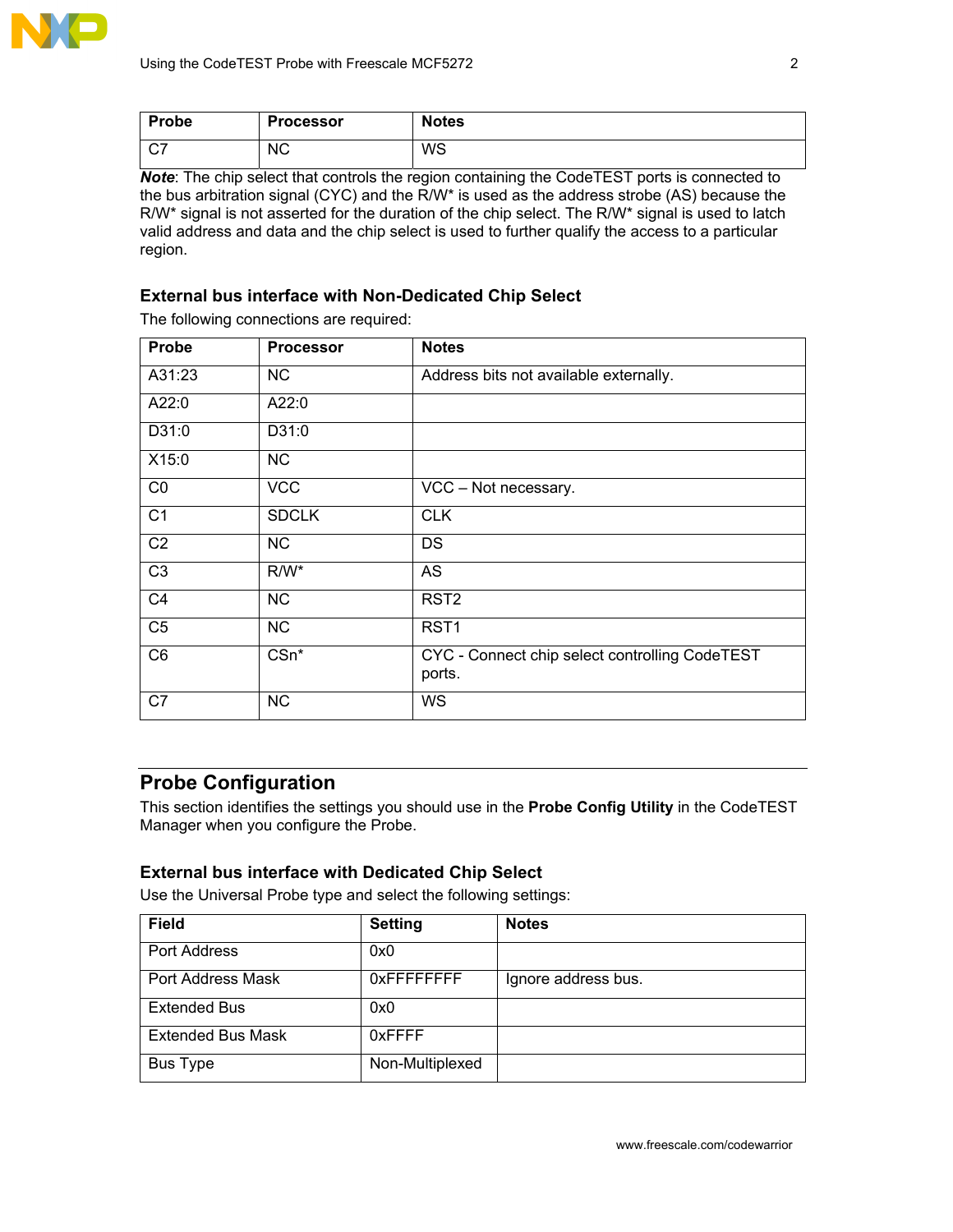| Probe | Processor | Notes |
| --- | --- | --- |
| C7 | NC | WS |

***Note***: The chip select that controls the region containing the CodeTEST ports is connected to the bus arbitration signal (CYC) and the R/W* is used as the address strobe (AS) because the R/W* signal is not asserted for the duration of the chip select. The R/W* signal is used to latch valid address and data and the chip select is used to further qualify the access to a particular region.

### External bus interface with Non-Dedicated Chip Select

The following connections are required:

| Probe | Processor | Notes |
| --- | --- | --- |
| A31:23 | NC | Address bits not available externally. |
| A22:0 | A22:0 | |
| D31:0 | D31:0 | |
| X15:0 | NC | |
| C0 | VCC | VCC – Not necessary. |
| C1 | SDCLK | CLK |
| C2 | NC | DS |
| C3 | R/W* | AS |
| C4 | NC | RST2 |
| C5 | NC | RST1 |
| C6 | CSn* | CYC - Connect chip select controlling CodeTEST ports. |
| C7 | NC | WS |

## Probe Configuration

This section identifies the settings you should use in the **Probe Config Utility** in the CodeTEST Manager when you configure the Probe.

### External bus interface with Dedicated Chip Select

Use the Universal Probe type and select the following settings:

| Field | Setting | Notes |
| --- | --- | --- |
| Port Address | 0x0 | |
| Port Address Mask | 0xFFFFFFFF | Ignore address bus. |
| Extended Bus | 0x0 | |
| Extended Bus Mask | 0xFFFF | |
| Bus Type | Non-Multiplexed | |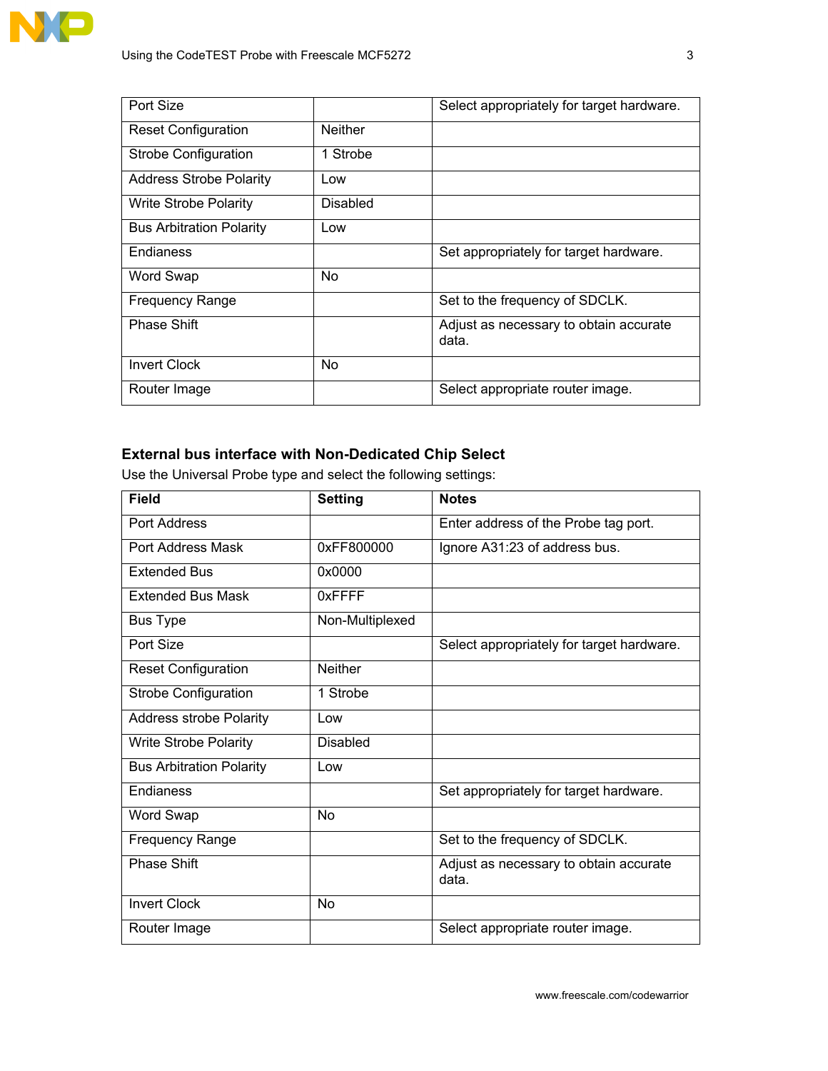| | | |
|---|---|---|
| Port Size | | Select appropriately for target hardware. |
| Reset Configuration | Neither | |
| Strobe Configuration | 1 Strobe | |
| Address Strobe Polarity | Low | |
| Write Strobe Polarity | Disabled | |
| Bus Arbitration Polarity | Low | |
| Endianess | | Set appropriately for target hardware. |
| Word Swap | No | |
| Frequency Range | | Set to the frequency of SDCLK. |
| Phase Shift | | Adjust as necessary to obtain accurate data. |
| Invert Clock | No | |
| Router Image | | Select appropriate router image. |

### External bus interface with Non-Dedicated Chip Select

Use the Universal Probe type and select the following settings:

| Field | Setting | Notes |
|---|---|---|
| Port Address | | Enter address of the Probe tag port. |
| Port Address Mask | 0xFF800000 | Ignore A31:23 of address bus. |
| Extended Bus | 0x0000 | |
| Extended Bus Mask | 0xFFFF | |
| Bus Type | Non-Multiplexed | |
| Port Size | | Select appropriately for target hardware. |
| Reset Configuration | Neither | |
| Strobe Configuration | 1 Strobe | |
| Address strobe Polarity | Low | |
| Write Strobe Polarity | Disabled | |
| Bus Arbitration Polarity | Low | |
| Endianess | | Set appropriately for target hardware. |
| Word Swap | No | |
| Frequency Range | | Set to the frequency of SDCLK. |
| Phase Shift | | Adjust as necessary to obtain accurate data. |
| Invert Clock | No | |
| Router Image | | Select appropriate router image. |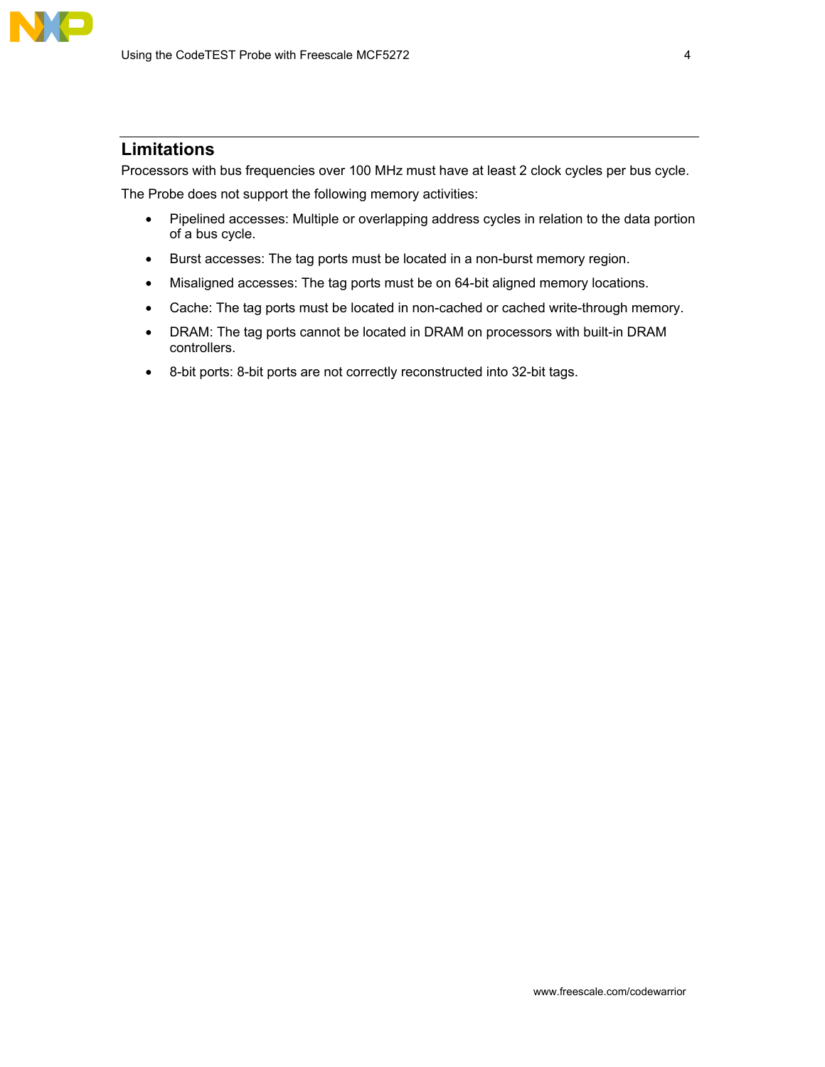## Limitations

Processors with bus frequencies over 100 MHz must have at least 2 clock cycles per bus cycle.

The Probe does not support the following memory activities:

- Pipelined accesses: Multiple or overlapping address cycles in relation to the data portion of a bus cycle.
- Burst accesses: The tag ports must be located in a non-burst memory region.
- Misaligned accesses: The tag ports must be on 64-bit aligned memory locations.
- Cache: The tag ports must be located in non-cached or cached write-through memory.
- DRAM: The tag ports cannot be located in DRAM on processors with built-in DRAM controllers.
- 8-bit ports: 8-bit ports are not correctly reconstructed into 32-bit tags.